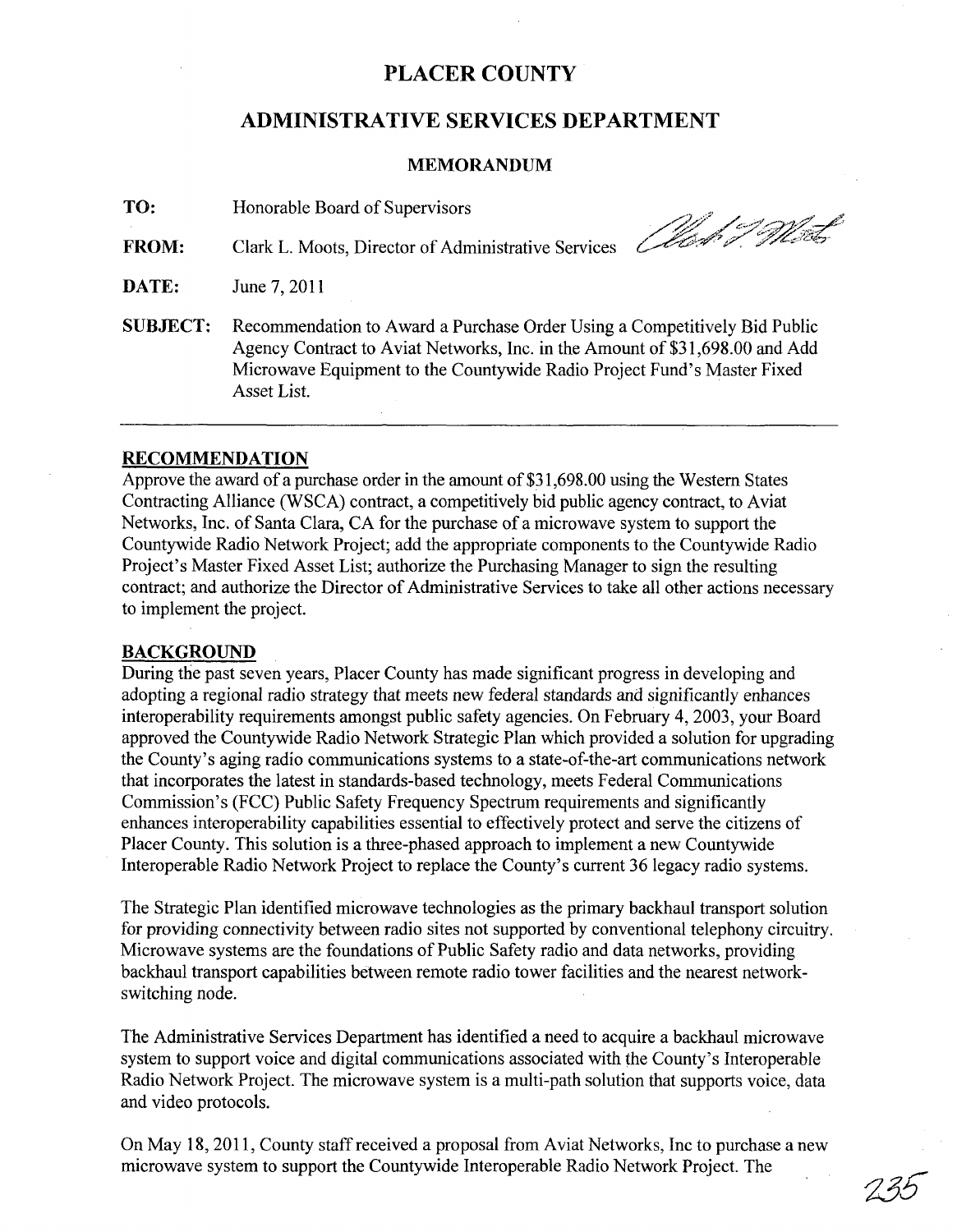# PLACER COUNTY

## ADMINISTRATIVE SERVICES DEPARTMENT

### MEMORANDUM

**TO:** Honorable Board of Supervisors

**FROM:** Clark L. Moots, Director of Administrative Services

**DATE:** June 7, 2011

**SUBJECT:** Recommendation to Award a Purchase Order Using a Competitively Bid Public Agency Contract to Aviat Networks, Inc. in the Amount of $31,698.00 and Add Microwave Equipment to the Countywide Radio Project Fund's Master Fixed Asset List.

---

**RECOMMENDATION**

Approve the award of a purchase order in the amount of $31,698.00 using the Western States Contracting Alliance (WSCA) contract, a competitively bid public agency contract, to Aviat Networks, Inc. of Santa Clara, CA for the purchase of a microwave system to support the Countywide Radio Network Project; add the appropriate components to the Countywide Radio Project's Master Fixed Asset List; authorize the Purchasing Manager to sign the resulting contract; and authorize the Director of Administrative Services to take all other actions necessary to implement the project.

**BACKGROUND**

During the past seven years, Placer County has made significant progress in developing and adopting a regional radio strategy that meets new federal standards and significantly enhances interoperability requirements amongst public safety agencies. On February 4, 2003, your Board approved the Countywide Radio Network Strategic Plan which provided a solution for upgrading the County's aging radio communications systems to a state-of-the-art communications network that incorporates the latest in standards-based technology, meets Federal Communications Commission's (FCC) Public Safety Frequency Spectrum requirements and significantly enhances interoperability capabilities essential to effectively protect and serve the citizens of Placer County. This solution is a three-phased approach to implement a new Countywide Interoperable Radio Network Project to replace the County's current 36 legacy radio systems.

The Strategic Plan identified microwave technologies as the primary backhaul transport solution for providing connectivity between radio sites not supported by conventional telephony circuitry. Microwave systems are the foundations of Public Safety radio and data networks, providing backhaul transport capabilities between remote radio tower facilities and the nearest network-switching node.

The Administrative Services Department has identified a need to acquire a backhaul microwave system to support voice and digital communications associated with the County's Interoperable Radio Network Project. The microwave system is a multi-path solution that supports voice, data and video protocols.

On May 18, 2011, County staff received a proposal from Aviat Networks, Inc to purchase a new microwave system to support the Countywide Interoperable Radio Network Project. The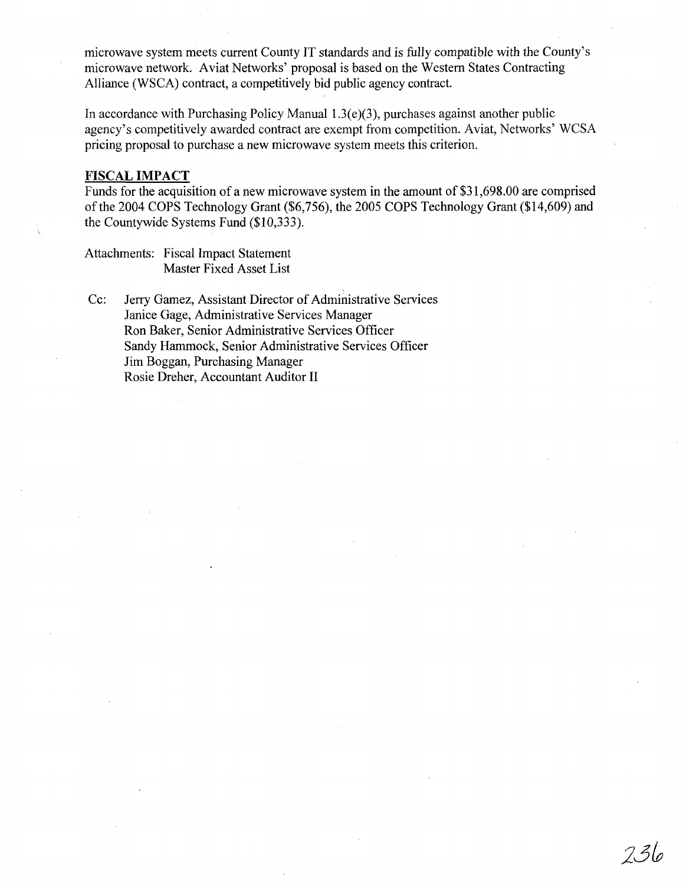microwave system meets current County IT standards and is fully compatible with the County's microwave network. Aviat Networks' proposal is based on the Western States Contracting Alliance (WSCA) contract, a competitively bid public agency contract.

In accordance with Purchasing Policy Manual 1.3(e)(3), purchases against another public agency's competitively awarded contract are exempt from competition. Aviat, Networks' WCSA pricing proposal to purchase a new microwave system meets this criterion.

**FISCAL IMPACT**

Funds for the acquisition of a new microwave system in the amount of $31,698.00 are comprised of the 2004 COPS Technology Grant ($6,756), the 2005 COPS Technology Grant ($14,609) and the Countywide Systems Fund ($10,333).

Attachments: Fiscal Impact Statement
Master Fixed Asset List

Cc: Jerry Gamez, Assistant Director of Administrative Services
Janice Gage, Administrative Services Manager
Ron Baker, Senior Administrative Services Officer
Sandy Hammock, Senior Administrative Services Officer
Jim Boggan, Purchasing Manager
Rosie Dreher, Accountant Auditor II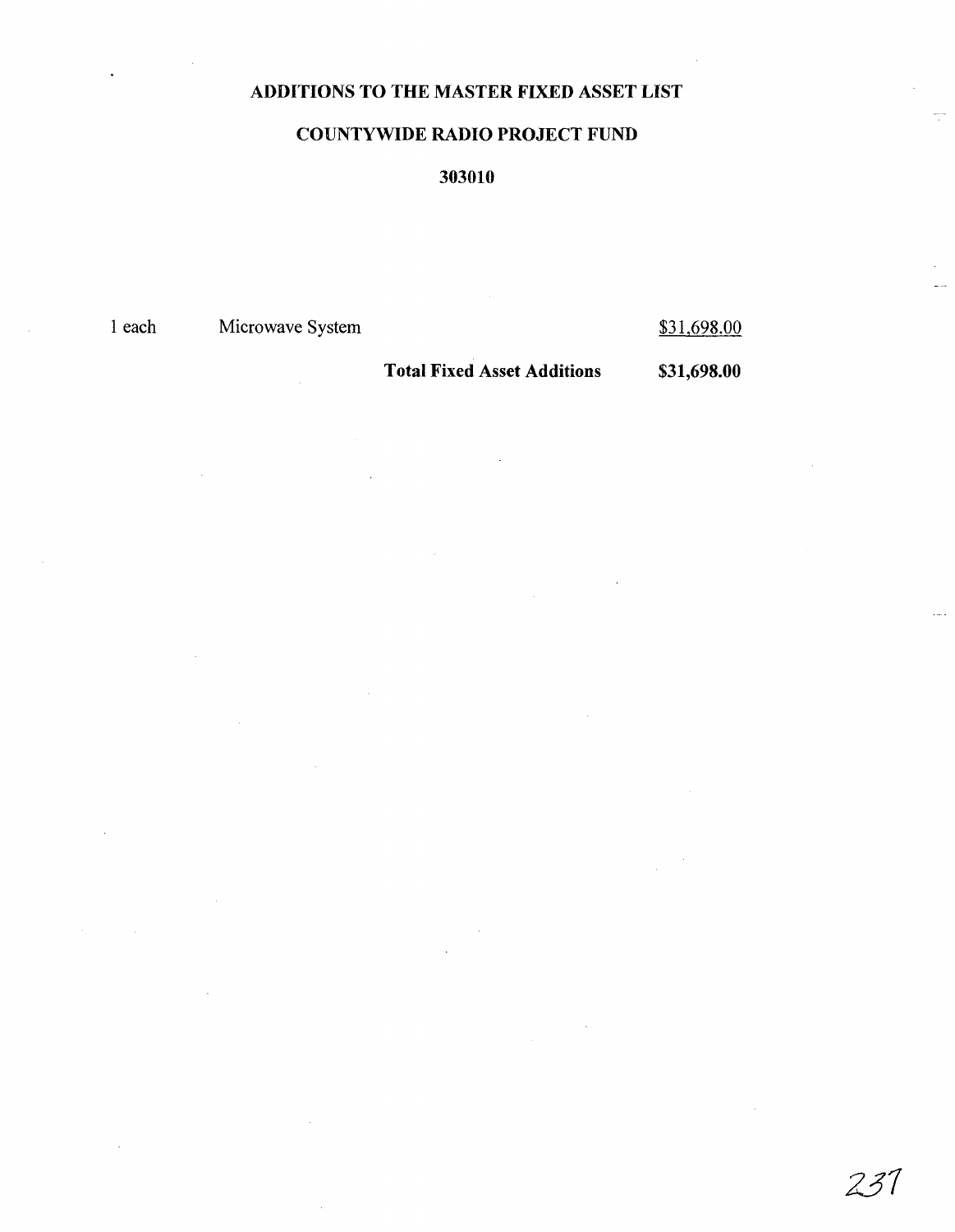**ADDITIONS TO THE MASTER FIXED ASSET LIST**

**COUNTYWIDE RADIO PROJECT FUND**

**303010**

| | | |
|---|---|---|
| 1 each | Microwave System | $31,698.00 |
| | **Total Fixed Asset Additions** | **$31,698.00** |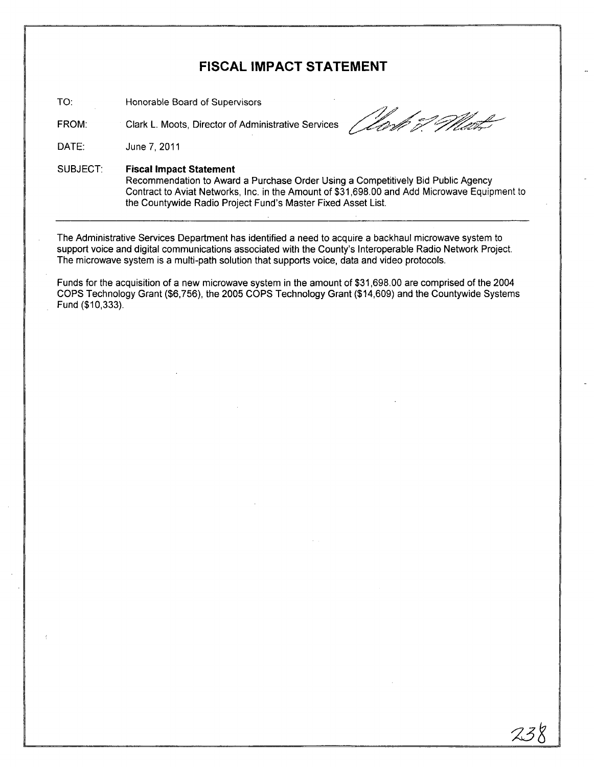# FISCAL IMPACT STATEMENT

TO: Honorable Board of Supervisors

FROM: Clark L. Moots, Director of Administrative Services

DATE: June 7, 2011

SUBJECT: **Fiscal Impact Statement**
Recommendation to Award a Purchase Order Using a Competitively Bid Public Agency Contract to Aviat Networks, Inc. in the Amount of $31,698.00 and Add Microwave Equipment to the Countywide Radio Project Fund's Master Fixed Asset List.

---

The Administrative Services Department has identified a need to acquire a backhaul microwave system to support voice and digital communications associated with the County's Interoperable Radio Network Project. The microwave system is a multi-path solution that supports voice, data and video protocols.

Funds for the acquisition of a new microwave system in the amount of $31,698.00 are comprised of the 2004 COPS Technology Grant ($6,756), the 2005 COPS Technology Grant ($14,609) and the Countywide Systems Fund ($10,333).